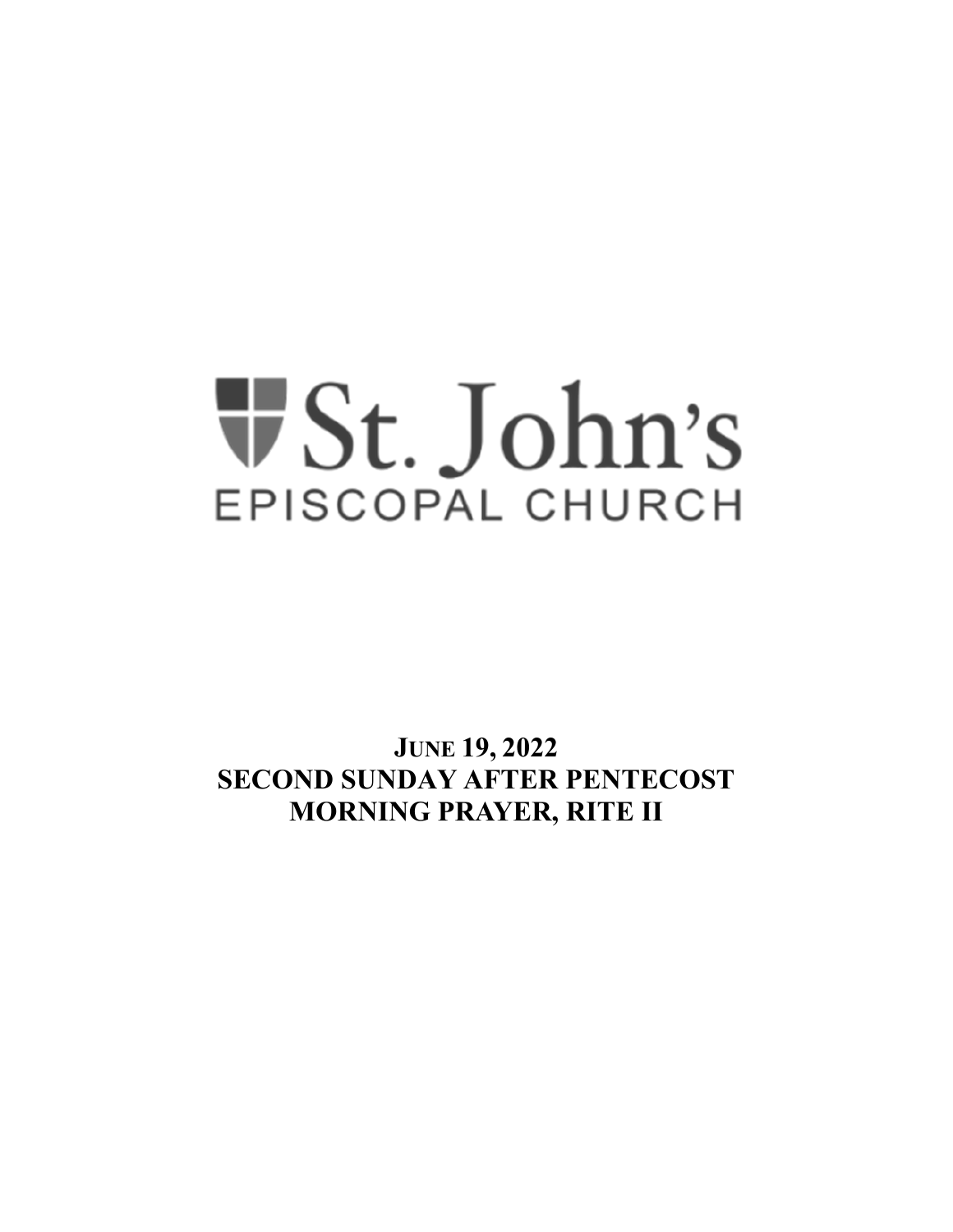# St. John's

EPISCOPAL CHURCH

**JUNE 19, 2022**
**SECOND SUNDAY AFTER PENTECOST**
**MORNING PRAYER, RITE II**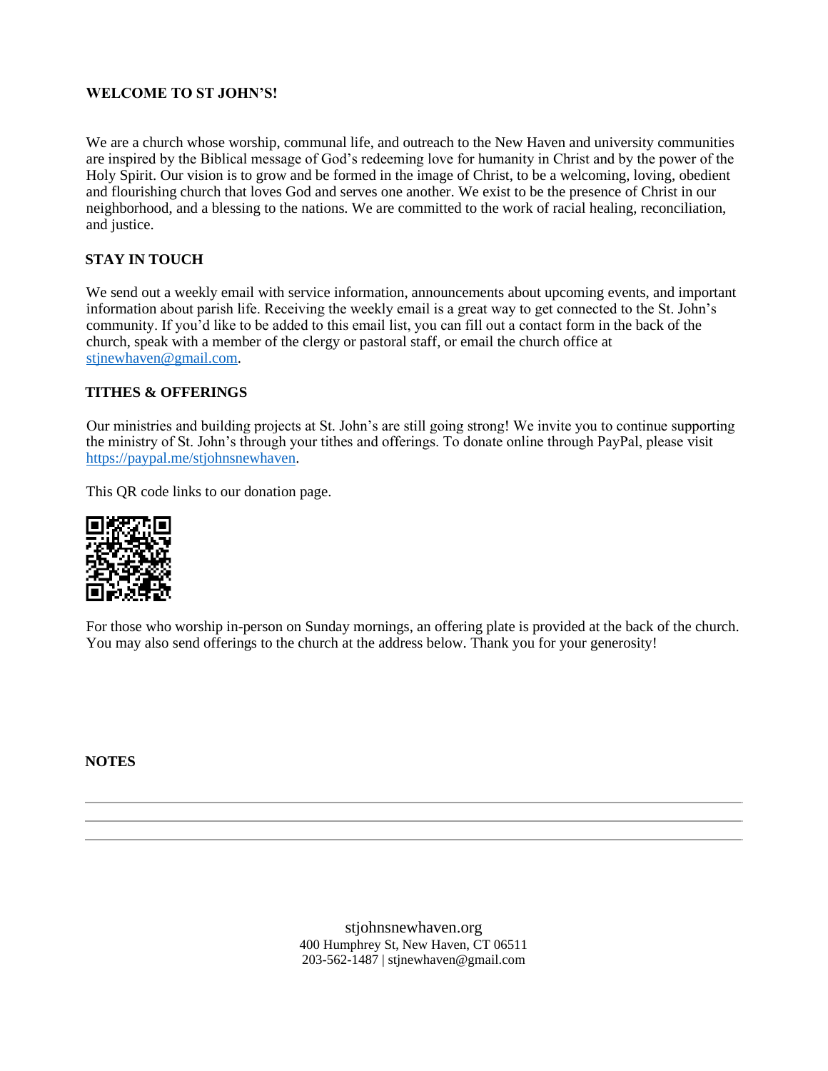**WELCOME TO ST JOHN'S!**

We are a church whose worship, communal life, and outreach to the New Haven and university communities are inspired by the Biblical message of God's redeeming love for humanity in Christ and by the power of the Holy Spirit. Our vision is to grow and be formed in the image of Christ, to be a welcoming, loving, obedient and flourishing church that loves God and serves one another. We exist to be the presence of Christ in our neighborhood, and a blessing to the nations. We are committed to the work of racial healing, reconciliation, and justice.

**STAY IN TOUCH**

We send out a weekly email with service information, announcements about upcoming events, and important information about parish life. Receiving the weekly email is a great way to get connected to the St. John's community. If you'd like to be added to this email list, you can fill out a contact form in the back of the church, speak with a member of the clergy or pastoral staff, or email the church office at stjnewhaven@gmail.com.

**TITHES & OFFERINGS**

Our ministries and building projects at St. John's are still going strong! We invite you to continue supporting the ministry of St. John's through your tithes and offerings. To donate online through PayPal, please visit https://paypal.me/stjohnsnewhaven.

This QR code links to our donation page.

For those who worship in-person on Sunday mornings, an offering plate is provided at the back of the church. You may also send offerings to the church at the address below. Thank you for your generosity!

**NOTES**

stjohnsnewhaven.org
400 Humphrey St, New Haven, CT 06511
203-562-1487 | stjnewhaven@gmail.com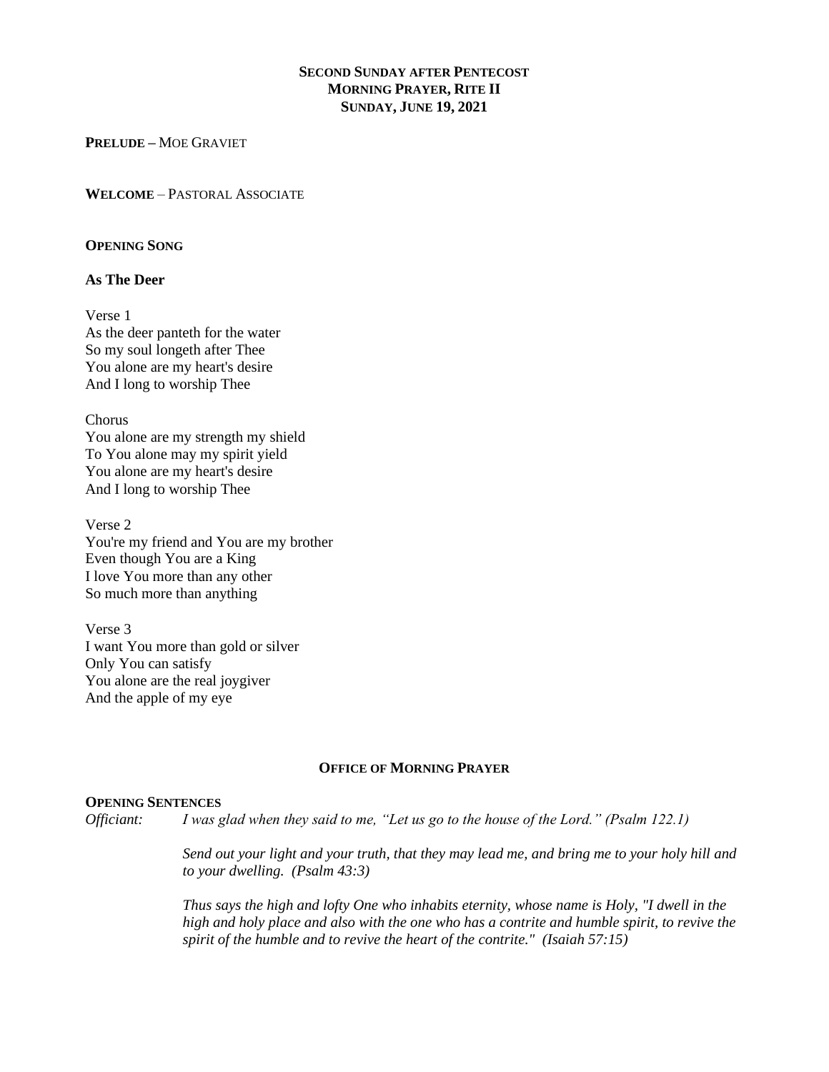**SECOND SUNDAY AFTER PENTECOST**
**MORNING PRAYER, RITE II**
**SUNDAY, JUNE 19, 2021**

**PRELUDE** – MOE GRAVIET

**WELCOME** – PASTORAL ASSOCIATE

**OPENING SONG**

**As The Deer**

Verse 1
As the deer panteth for the water
So my soul longeth after Thee
You alone are my heart's desire
And I long to worship Thee

Chorus
You alone are my strength my shield
To You alone may my spirit yield
You alone are my heart's desire
And I long to worship Thee

Verse 2
You're my friend and You are my brother
Even though You are a King
I love You more than any other
So much more than anything

Verse 3
I want You more than gold or silver
Only You can satisfy
You alone are the real joygiver
And the apple of my eye

**OFFICE OF MORNING PRAYER**

**OPENING SENTENCES**

*Officiant:* *I was glad when they said to me, "Let us go to the house of the Lord." (Psalm 122.1)*

*Send out your light and your truth, that they may lead me, and bring me to your holy hill and to your dwelling. (Psalm 43:3)*

*Thus says the high and lofty One who inhabits eternity, whose name is Holy, "I dwell in the high and holy place and also with the one who has a contrite and humble spirit, to revive the spirit of the humble and to revive the heart of the contrite." (Isaiah 57:15)*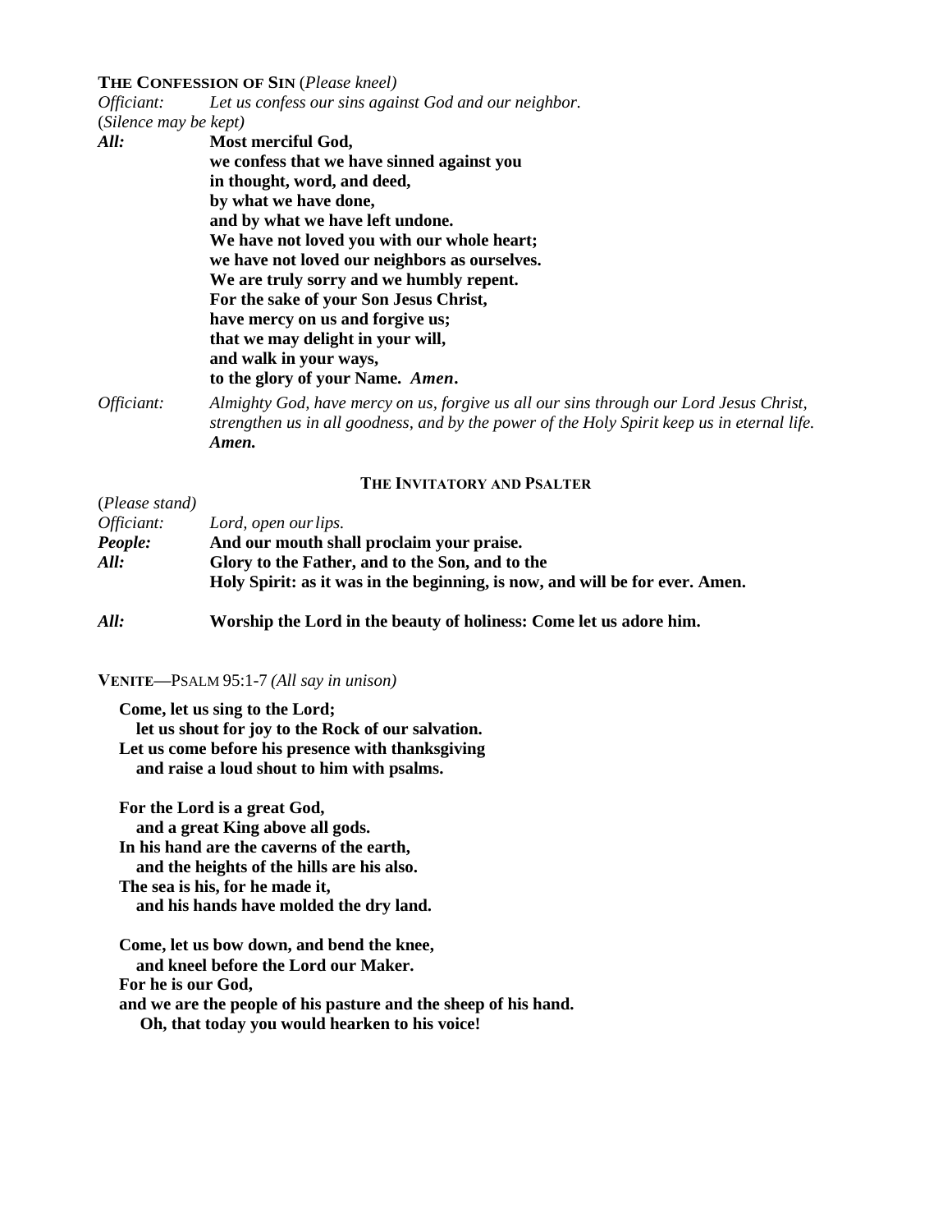**THE CONFESSION OF SIN** (*Please kneel)*

*Officiant:* *Let us confess our sins against God and our neighbor.*

(*Silence may be kept)*

***All:*** **Most merciful God,**
**we confess that we have sinned against you**
**in thought, word, and deed,**
**by what we have done,**
**and by what we have left undone.**
**We have not loved you with our whole heart;**
**we have not loved our neighbors as ourselves.**
**We are truly sorry and we humbly repent.**
**For the sake of your Son Jesus Christ,**
**have mercy on us and forgive us;**
**that we may delight in your will,**
**and walk in your ways,**
**to the glory of your Name.** ***Amen*****.**

*Officiant:* *Almighty God, have mercy on us, forgive us all our sins through our Lord Jesus Christ, strengthen us in all goodness, and by the power of the Holy Spirit keep us in eternal life.* ***Amen.***

## THE INVITATORY AND PSALTER

(*Please stand)*

*Officiant:* *Lord, open our lips.*

***People:*** **And our mouth shall proclaim your praise.**

***All:*** **Glory to the Father, and to the Son, and to the Holy Spirit: as it was in the beginning, is now, and will be for ever. Amen.**

***All:*** **Worship the Lord in the beauty of holiness: Come let us adore him.**

**VENITE—**PSALM 95:1-7 *(All say in unison)*

**Come, let us sing to the Lord;**
**let us shout for joy to the Rock of our salvation.**
**Let us come before his presence with thanksgiving**
**and raise a loud shout to him with psalms.**

**For the Lord is a great God,**
**and a great King above all gods.**
**In his hand are the caverns of the earth,**
**and the heights of the hills are his also.**
**The sea is his, for he made it,**
**and his hands have molded the dry land.**

**Come, let us bow down, and bend the knee,**
**and kneel before the Lord our Maker.**
**For he is our God,**
**and we are the people of his pasture and the sheep of his hand.**
**Oh, that today you would hearken to his voice!**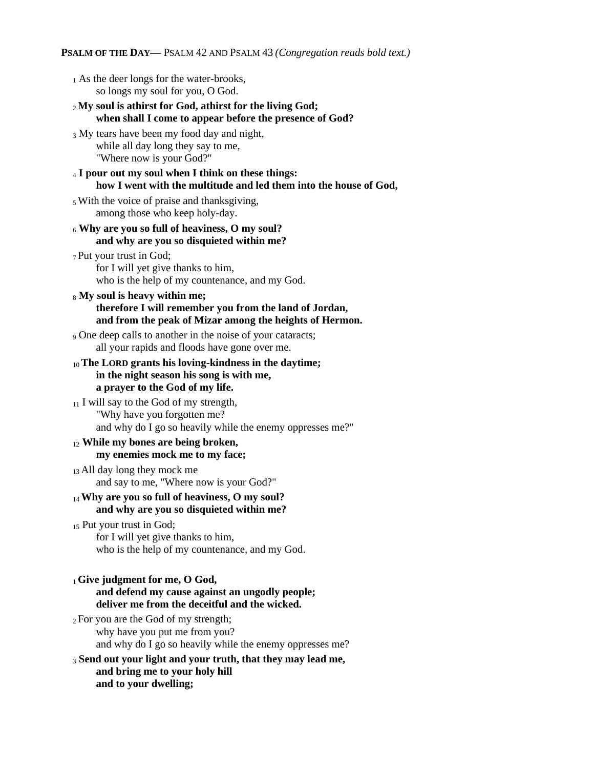**PSALM OF THE DAY—** PSALM 42 AND PSALM 43 *(Congregation reads bold text.)*

1 As the deer longs for the water-brooks,
so longs my soul for you, O God.

2 **My soul is athirst for God, athirst for the living God;**
**when shall I come to appear before the presence of God?**

3 My tears have been my food day and night,
while all day long they say to me,
"Where now is your God?"

4 **I pour out my soul when I think on these things:**
**how I went with the multitude and led them into the house of God,**

5 With the voice of praise and thanksgiving,
among those who keep holy-day.

6 **Why are you so full of heaviness, O my soul?**
**and why are you so disquieted within me?**

7 Put your trust in God;
for I will yet give thanks to him,
who is the help of my countenance, and my God.

8 **My soul is heavy within me;**
**therefore I will remember you from the land of Jordan,**
**and from the peak of Mizar among the heights of Hermon.**

9 One deep calls to another in the noise of your cataracts;
all your rapids and floods have gone over me.

10 **The LORD grants his loving-kindness in the daytime;**
**in the night season his song is with me,**
**a prayer to the God of my life.**

11 I will say to the God of my strength,
"Why have you forgotten me?
and why do I go so heavily while the enemy oppresses me?"

12 **While my bones are being broken,**
**my enemies mock me to my face;**

13 All day long they mock me
and say to me, "Where now is your God?"

14 **Why are you so full of heaviness, O my soul?**
**and why are you so disquieted within me?**

15 Put your trust in God;
for I will yet give thanks to him,
who is the help of my countenance, and my God.

1 **Give judgment for me, O God,**
**and defend my cause against an ungodly people;**
**deliver me from the deceitful and the wicked.**

2 For you are the God of my strength;
why have you put me from you?
and why do I go so heavily while the enemy oppresses me?

3 **Send out your light and your truth, that they may lead me,**
**and bring me to your holy hill**
**and to your dwelling;**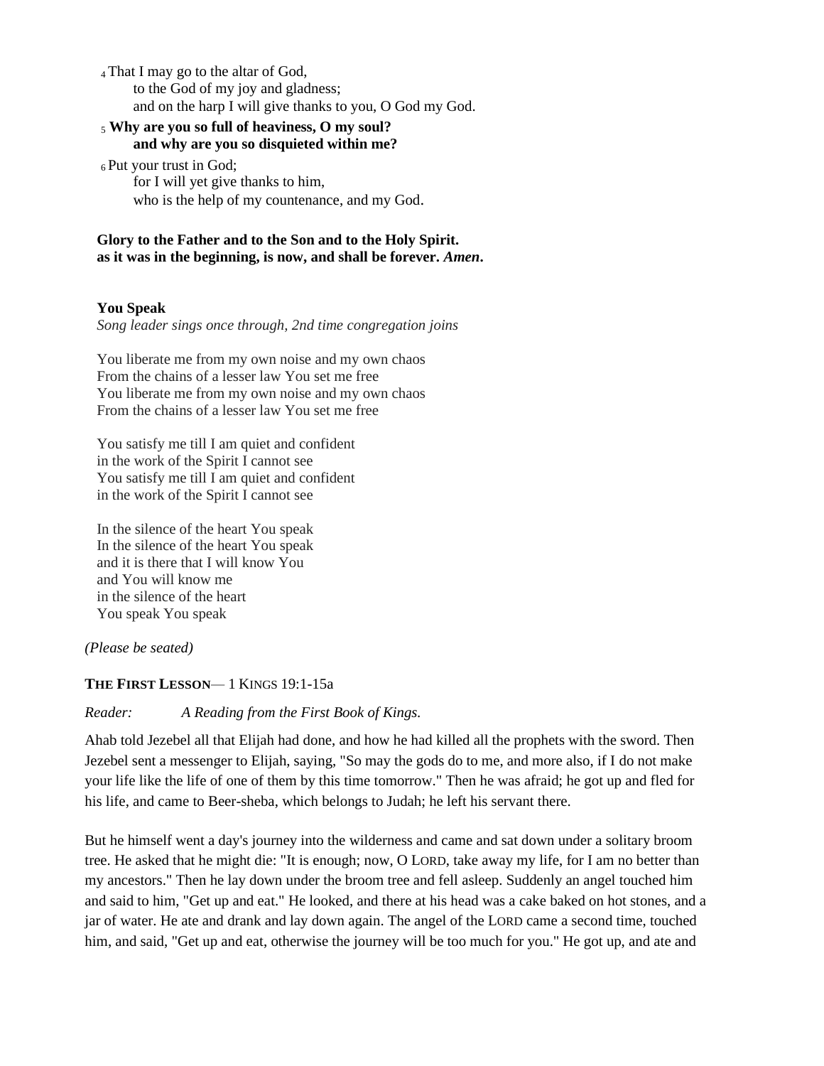[4] That I may go to the altar of God,
to the God of my joy and gladness;
and on the harp I will give thanks to you, O God my God.

[5] **Why are you so full of heaviness, O my soul?**
**and why are you so disquieted within me?**

[6] Put your trust in God;
for I will yet give thanks to him,
who is the help of my countenance, and my God.

**Glory to the Father and to the Son and to the Holy Spirit.**
**as it was in the beginning, is now, and shall be forever.** ***Amen*****.**

**You Speak**

*Song leader sings once through, 2nd time congregation joins*

You liberate me from my own noise and my own chaos
From the chains of a lesser law You set me free
You liberate me from my own noise and my own chaos
From the chains of a lesser law You set me free

You satisfy me till I am quiet and confident
in the work of the Spirit I cannot see
You satisfy me till I am quiet and confident
in the work of the Spirit I cannot see

In the silence of the heart You speak
In the silence of the heart You speak
and it is there that I will know You
and You will know me
in the silence of the heart
You speak You speak

*(Please be seated)*

**THE FIRST LESSON**— 1 KINGS 19:1-15a

*Reader: A Reading from the First Book of Kings.*

Ahab told Jezebel all that Elijah had done, and how he had killed all the prophets with the sword. Then Jezebel sent a messenger to Elijah, saying, "So may the gods do to me, and more also, if I do not make your life like the life of one of them by this time tomorrow." Then he was afraid; he got up and fled for his life, and came to Beer-sheba, which belongs to Judah; he left his servant there.

But he himself went a day's journey into the wilderness and came and sat down under a solitary broom tree. He asked that he might die: "It is enough; now, O LORD, take away my life, for I am no better than my ancestors." Then he lay down under the broom tree and fell asleep. Suddenly an angel touched him and said to him, "Get up and eat." He looked, and there at his head was a cake baked on hot stones, and a jar of water. He ate and drank and lay down again. The angel of the LORD came a second time, touched him, and said, "Get up and eat, otherwise the journey will be too much for you." He got up, and ate and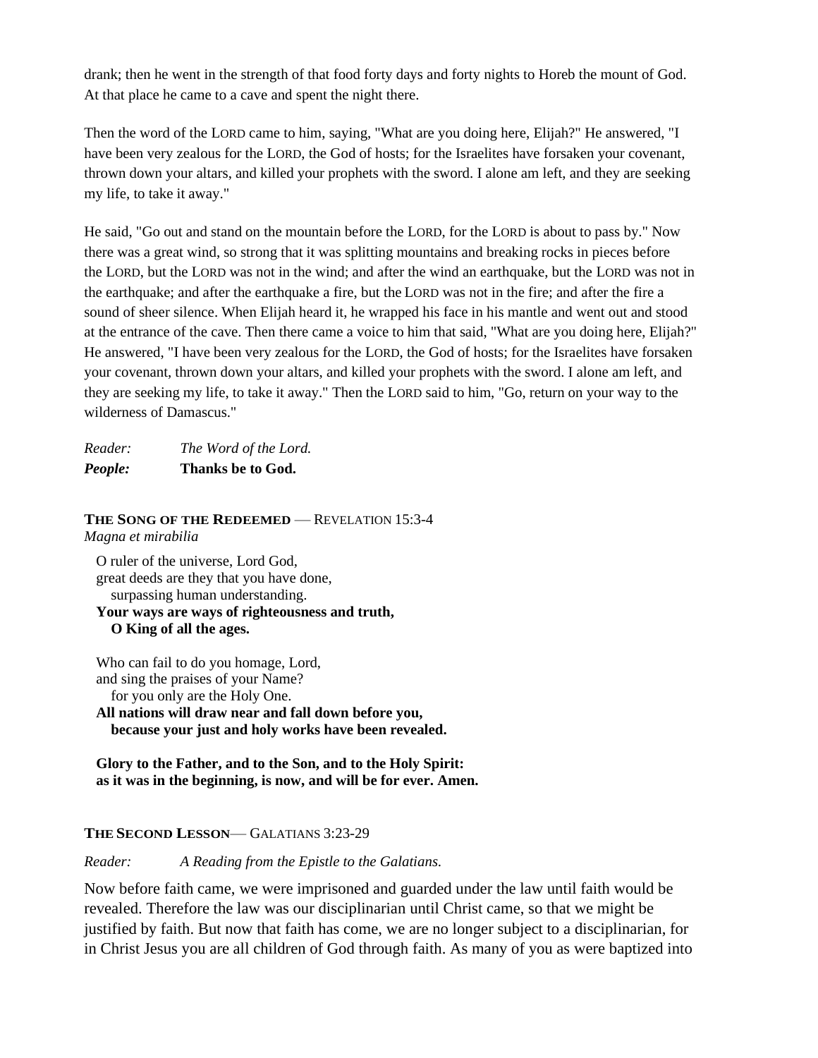drank; then he went in the strength of that food forty days and forty nights to Horeb the mount of God. At that place he came to a cave and spent the night there.

Then the word of the LORD came to him, saying, "What are you doing here, Elijah?" He answered, "I have been very zealous for the LORD, the God of hosts; for the Israelites have forsaken your covenant, thrown down your altars, and killed your prophets with the sword. I alone am left, and they are seeking my life, to take it away."

He said, "Go out and stand on the mountain before the LORD, for the LORD is about to pass by." Now there was a great wind, so strong that it was splitting mountains and breaking rocks in pieces before the LORD, but the LORD was not in the wind; and after the wind an earthquake, but the LORD was not in the earthquake; and after the earthquake a fire, but the LORD was not in the fire; and after the fire a sound of sheer silence. When Elijah heard it, he wrapped his face in his mantle and went out and stood at the entrance of the cave. Then there came a voice to him that said, "What are you doing here, Elijah?" He answered, "I have been very zealous for the LORD, the God of hosts; for the Israelites have forsaken your covenant, thrown down your altars, and killed your prophets with the sword. I alone am left, and they are seeking my life, to take it away." Then the LORD said to him, "Go, return on your way to the wilderness of Damascus."

*Reader:* *The Word of the Lord.*
***People:*** **Thanks be to God.**

**THE SONG OF THE REDEEMED** — REVELATION 15:3-4
*Magna et mirabilia*

O ruler of the universe, Lord God,
great deeds are they that you have done,
surpassing human understanding.
**Your ways are ways of righteousness and truth,**
**O King of all the ages.**

Who can fail to do you homage, Lord,
and sing the praises of your Name?
for you only are the Holy One.
**All nations will draw near and fall down before you,**
**because your just and holy works have been revealed.**

**Glory to the Father, and to the Son, and to the Holy Spirit:**
**as it was in the beginning, is now, and will be for ever. Amen.**

**THE SECOND LESSON**— GALATIANS 3:23-29

*Reader:* *A Reading from the Epistle to the Galatians.*

Now before faith came, we were imprisoned and guarded under the law until faith would be revealed. Therefore the law was our disciplinarian until Christ came, so that we might be justified by faith. But now that faith has come, we are no longer subject to a disciplinarian, for in Christ Jesus you are all children of God through faith. As many of you as were baptized into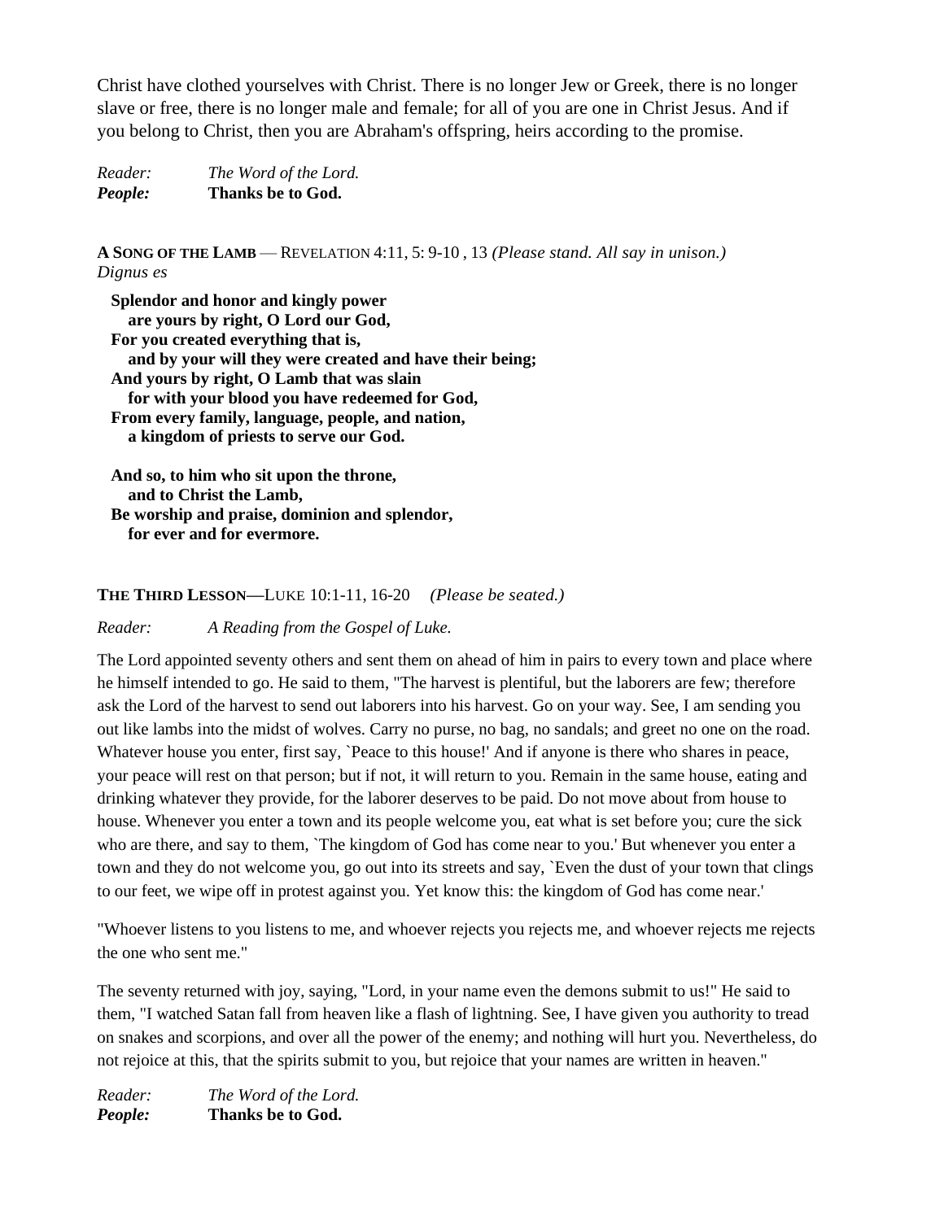Christ have clothed yourselves with Christ. There is no longer Jew or Greek, there is no longer slave or free, there is no longer male and female; for all of you are one in Christ Jesus. And if you belong to Christ, then you are Abraham's offspring, heirs according to the promise.

*Reader:* *The Word of the Lord.*
***People:*** **Thanks be to God.**

**A SONG OF THE LAMB** — REVELATION 4:11, 5: 9-10 , 13 *(Please stand. All say in unison.)*
*Dignus es*

**Splendor and honor and kingly power**
**are yours by right, O Lord our God,**
**For you created everything that is,**
**and by your will they were created and have their being;**
**And yours by right, O Lamb that was slain**
**for with your blood you have redeemed for God,**
**From every family, language, people, and nation,**
**a kingdom of priests to serve our God.**

**And so, to him who sit upon the throne,**
**and to Christ the Lamb,**
**Be worship and praise, dominion and splendor,**
**for ever and for evermore.**

**THE THIRD LESSON**—LUKE 10:1-11, 16-20 *(Please be seated.)*

*Reader:* *A Reading from the Gospel of Luke.*

The Lord appointed seventy others and sent them on ahead of him in pairs to every town and place where he himself intended to go. He said to them, "The harvest is plentiful, but the laborers are few; therefore ask the Lord of the harvest to send out laborers into his harvest. Go on your way. See, I am sending you out like lambs into the midst of wolves. Carry no purse, no bag, no sandals; and greet no one on the road. Whatever house you enter, first say, `Peace to this house!' And if anyone is there who shares in peace, your peace will rest on that person; but if not, it will return to you. Remain in the same house, eating and drinking whatever they provide, for the laborer deserves to be paid. Do not move about from house to house. Whenever you enter a town and its people welcome you, eat what is set before you; cure the sick who are there, and say to them, `The kingdom of God has come near to you.' But whenever you enter a town and they do not welcome you, go out into its streets and say, `Even the dust of your town that clings to our feet, we wipe off in protest against you. Yet know this: the kingdom of God has come near.'

"Whoever listens to you listens to me, and whoever rejects you rejects me, and whoever rejects me rejects the one who sent me."

The seventy returned with joy, saying, "Lord, in your name even the demons submit to us!" He said to them, "I watched Satan fall from heaven like a flash of lightning. See, I have given you authority to tread on snakes and scorpions, and over all the power of the enemy; and nothing will hurt you. Nevertheless, do not rejoice at this, that the spirits submit to you, but rejoice that your names are written in heaven."

*Reader:* *The Word of the Lord.*
***People:*** **Thanks be to God.**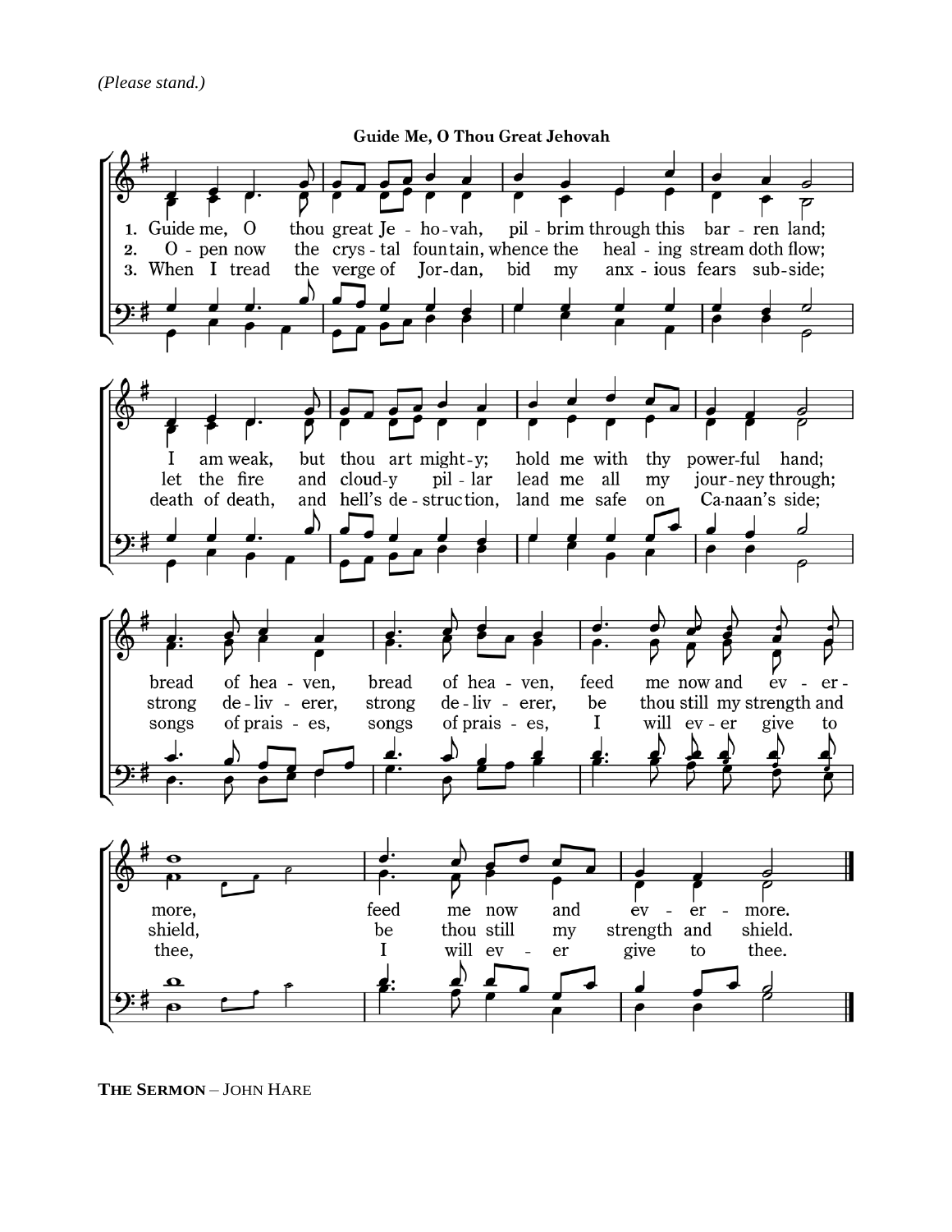*(Please stand.)*

**Guide Me, O Thou Great Jehovah**

1. Guide me, O thou great Je - ho - vah, pil - grim through this bar - ren land;
I am weak, but thou art might - y; hold me with thy power - ful hand;
bread of hea - ven, bread of hea - ven, feed me now and ev - er - more,
feed me now and ev - er - more.

2. O - pen now the crys - tal foun - tain, whence the heal - ing stream doth flow;
let the fire and cloud - y pil - lar lead me all my jour - ney through;
strong de - liv - erer, strong de - liv - erer, be thou still my strength and shield,
be thou still my strength and shield.

3. When I tread the verge of Jor - dan, bid my anx - ious fears sub - side;
death of death, and hell's de - struc - tion, land me safe on Ca - naan's side;
songs of prais - es, songs of prais - es, I will ev - er give to thee,
I will ev - er give to thee.

**The Sermon** – John Hare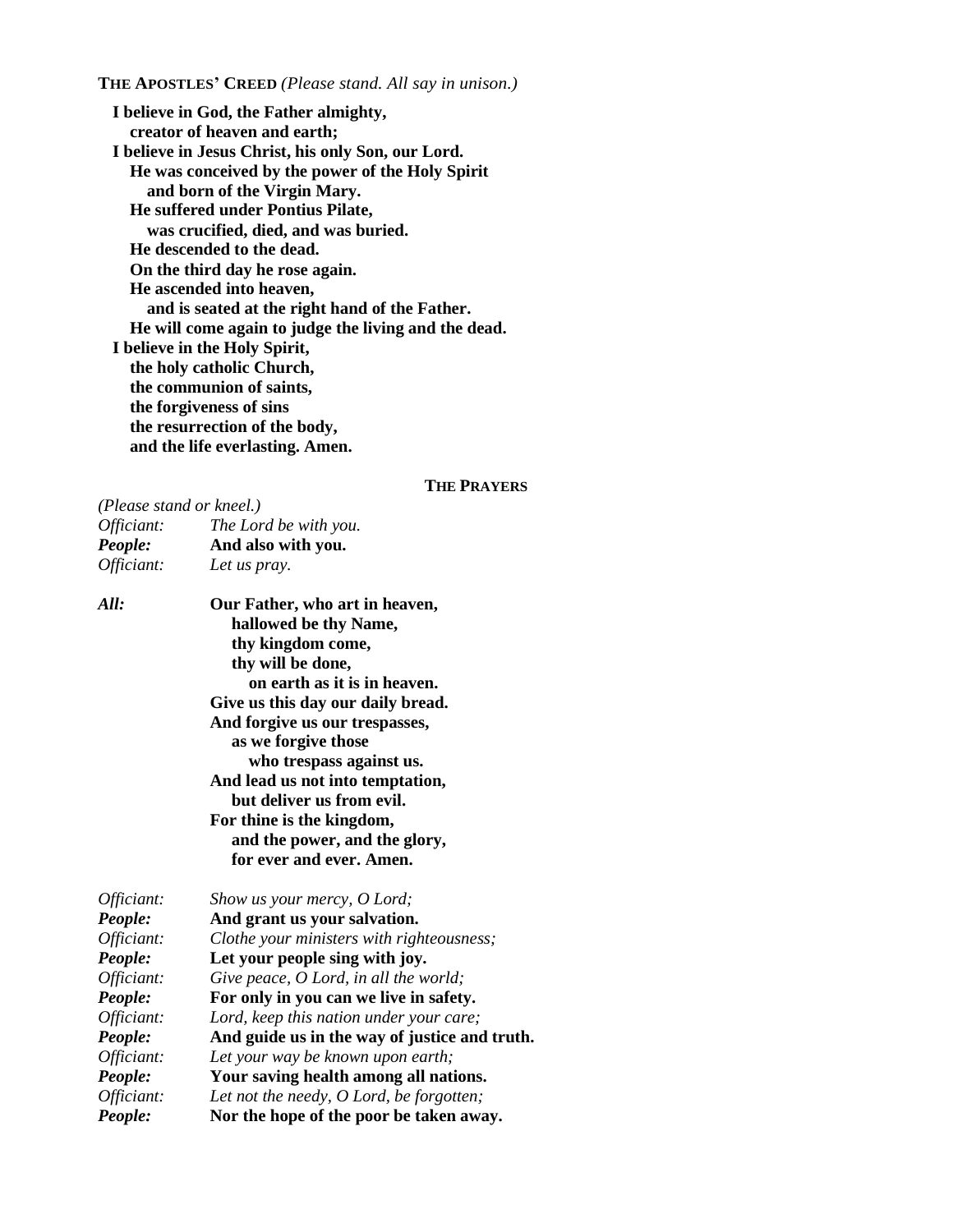**THE APOSTLES' CREED** *(Please stand. All say in unison.)*

**I believe in God, the Father almighty,**
**creator of heaven and earth;**
**I believe in Jesus Christ, his only Son, our Lord.**
**He was conceived by the power of the Holy Spirit**
**and born of the Virgin Mary.**
**He suffered under Pontius Pilate,**
**was crucified, died, and was buried.**
**He descended to the dead.**
**On the third day he rose again.**
**He ascended into heaven,**
**and is seated at the right hand of the Father.**
**He will come again to judge the living and the dead.**
**I believe in the Holy Spirit,**
**the holy catholic Church,**
**the communion of saints,**
**the forgiveness of sins**
**the resurrection of the body,**
**and the life everlasting. Amen.**

## THE PRAYERS

*(Please stand or kneel.)*

*Officiant:* *The Lord be with you.*
***People:*** **And also with you.**
*Officiant:* *Let us pray.*

***All:*** **Our Father, who art in heaven,**
**hallowed be thy Name,**
**thy kingdom come,**
**thy will be done,**
**on earth as it is in heaven.**
**Give us this day our daily bread.**
**And forgive us our trespasses,**
**as we forgive those**
**who trespass against us.**
**And lead us not into temptation,**
**but deliver us from evil.**
**For thine is the kingdom,**
**and the power, and the glory,**
**for ever and ever. Amen.**

*Officiant:* *Show us your mercy, O Lord;*
***People:*** **And grant us your salvation.**
*Officiant:* *Clothe your ministers with righteousness;*
***People:*** **Let your people sing with joy.**
*Officiant:* *Give peace, O Lord, in all the world;*
***People:*** **For only in you can we live in safety.**
*Officiant:* *Lord, keep this nation under your care;*
***People:*** **And guide us in the way of justice and truth.**
*Officiant:* *Let your way be known upon earth;*
***People:*** **Your saving health among all nations.**
*Officiant:* *Let not the needy, O Lord, be forgotten;*
***People:*** **Nor the hope of the poor be taken away.**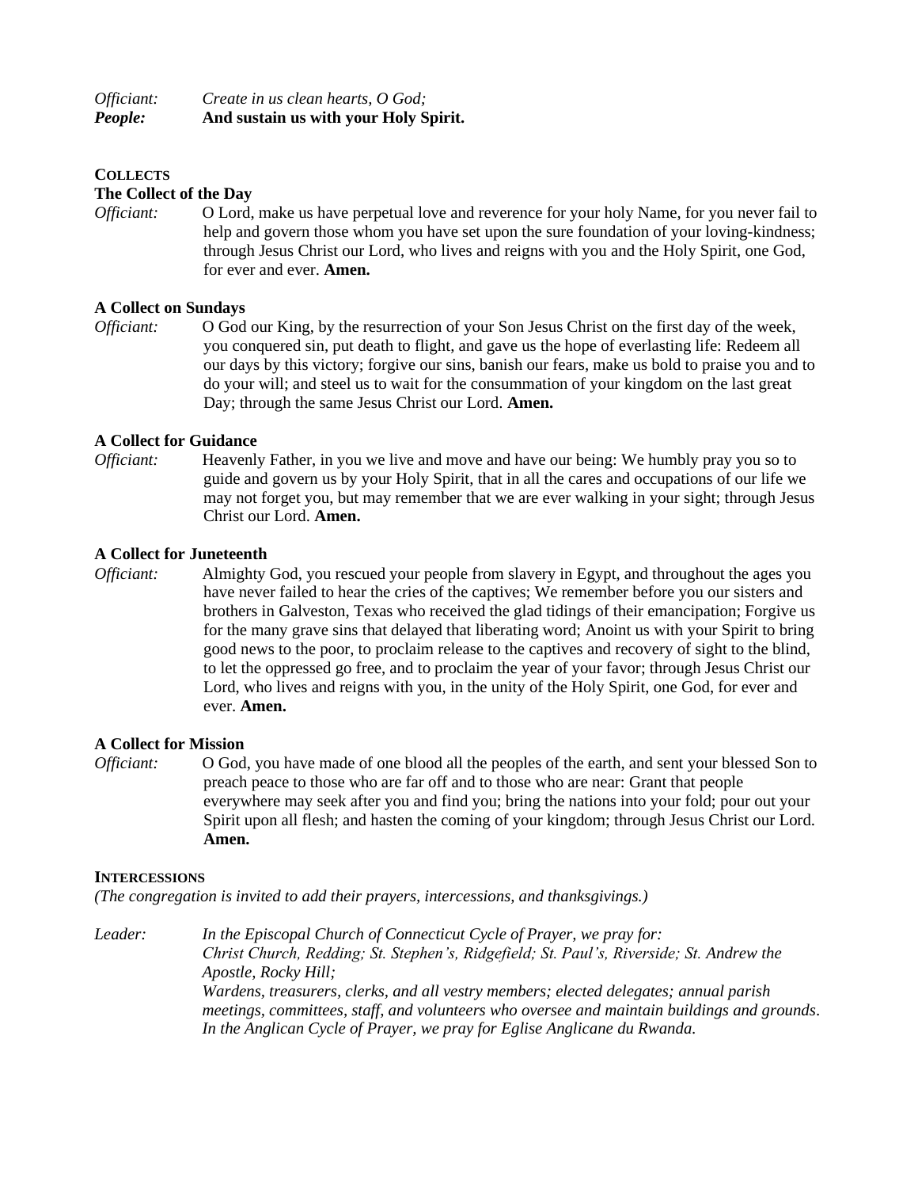*Officiant:* *Create in us clean hearts, O God;*
***People:*** **And sustain us with your Holy Spirit.**

## COLLECTS

### The Collect of the Day

*Officiant:* O Lord, make us have perpetual love and reverence for your holy Name, for you never fail to help and govern those whom you have set upon the sure foundation of your loving-kindness; through Jesus Christ our Lord, who lives and reigns with you and the Holy Spirit, one God, for ever and ever. **Amen.**

### A Collect on Sundays

*Officiant:* O God our King, by the resurrection of your Son Jesus Christ on the first day of the week, you conquered sin, put death to flight, and gave us the hope of everlasting life: Redeem all our days by this victory; forgive our sins, banish our fears, make us bold to praise you and to do your will; and steel us to wait for the consummation of your kingdom on the last great Day; through the same Jesus Christ our Lord. **Amen.**

### A Collect for Guidance

*Officiant:* Heavenly Father, in you we live and move and have our being: We humbly pray you so to guide and govern us by your Holy Spirit, that in all the cares and occupations of our life we may not forget you, but may remember that we are ever walking in your sight; through Jesus Christ our Lord. **Amen.**

### A Collect for Juneteenth

*Officiant:* Almighty God, you rescued your people from slavery in Egypt, and throughout the ages you have never failed to hear the cries of the captives; We remember before you our sisters and brothers in Galveston, Texas who received the glad tidings of their emancipation; Forgive us for the many grave sins that delayed that liberating word; Anoint us with your Spirit to bring good news to the poor, to proclaim release to the captives and recovery of sight to the blind, to let the oppressed go free, and to proclaim the year of your favor; through Jesus Christ our Lord, who lives and reigns with you, in the unity of the Holy Spirit, one God, for ever and ever. **Amen.**

### A Collect for Mission

*Officiant:* O God, you have made of one blood all the peoples of the earth, and sent your blessed Son to preach peace to those who are far off and to those who are near: Grant that people everywhere may seek after you and find you; bring the nations into your fold; pour out your Spirit upon all flesh; and hasten the coming of your kingdom; through Jesus Christ our Lord. **Amen.**

## INTERCESSIONS

*(The congregation is invited to add their prayers, intercessions, and thanksgivings.)*

*Leader:* *In the Episcopal Church of Connecticut Cycle of Prayer, we pray for:*
*Christ Church, Redding; St. Stephen's, Ridgefield; St. Paul's, Riverside; St. Andrew the Apostle, Rocky Hill;*
*Wardens, treasurers, clerks, and all vestry members; elected delegates; annual parish meetings, committees, staff, and volunteers who oversee and maintain buildings and grounds.*
*In the Anglican Cycle of Prayer, we pray for Eglise Anglicane du Rwanda.*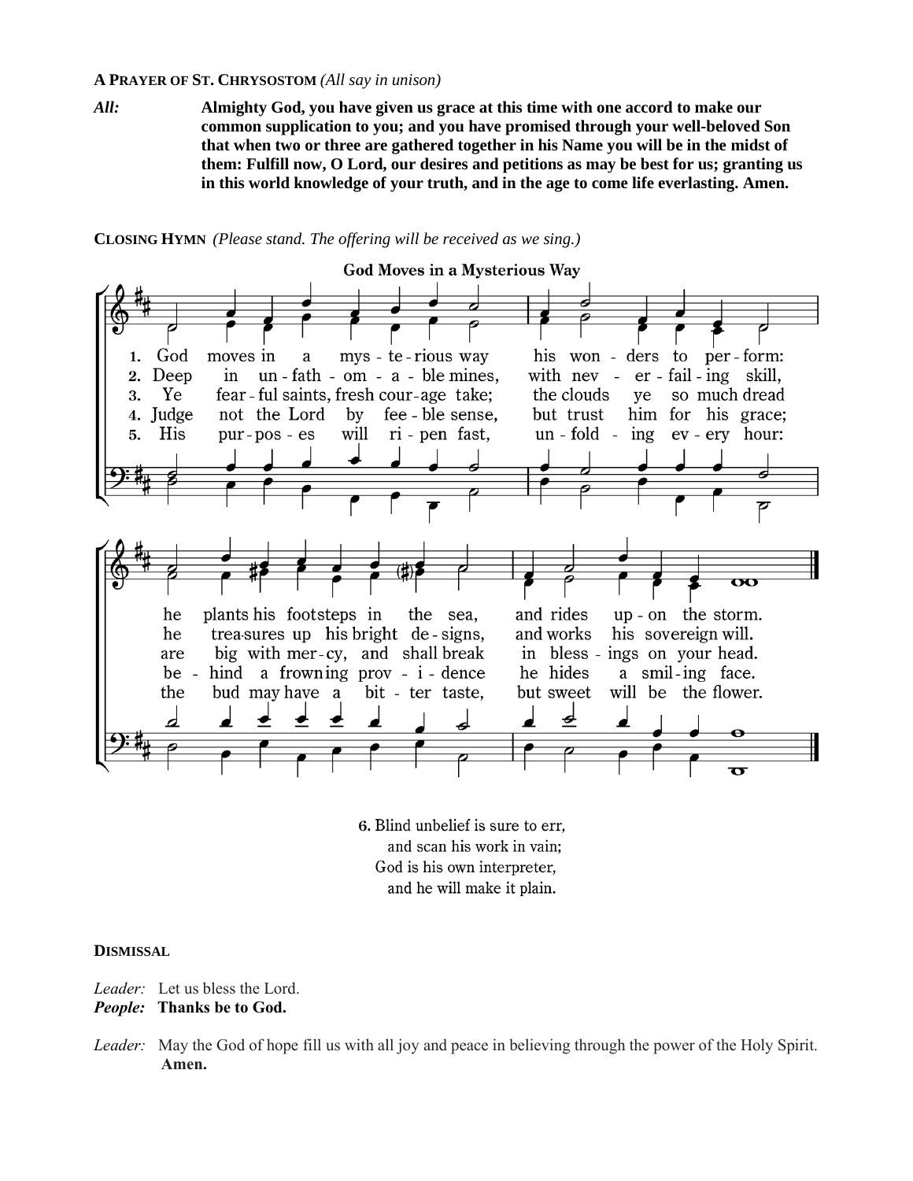**A PRAYER OF ST. CHRYSOSTOM** *(All say in unison)*

*All:* **Almighty God, you have given us grace at this time with one accord to make our common supplication to you; and you have promised through your well-beloved Son that when two or three are gathered together in his Name you will be in the midst of them: Fulfill now, O Lord, our desires and petitions as may be best for us; granting us in this world knowledge of your truth, and in the age to come life everlasting. Amen.**

**CLOSING HYMN** *(Please stand. The offering will be received as we sing.)*

**God Moves in a Mysterious Way**

1. God moves in a mysterious way his wonders to perform: he plants his footsteps in the sea, and rides upon the storm.
2. Deep in unfathomable mines, with never-failing skill, he treasures up his bright designs, and works his sovereign will.
3. Ye fearful saints, fresh courage take; the clouds ye so much dread are big with mercy, and shall break in blessings on your head.
4. Judge not the Lord by feeble sense, but trust him for his grace; behind a frowning providence he hides a smiling face.
5. His purposes will ripen fast, unfolding every hour: the bud may have a bitter taste, but sweet will be the flower.

6. Blind unbelief is sure to err,
and scan his work in vain;
God is his own interpreter,
and he will make it plain.

**DISMISSAL**

*Leader:* Let us bless the Lord.
***People:*** **Thanks be to God.**

*Leader:* May the God of hope fill us with all joy and peace in believing through the power of the Holy Spirit.
**Amen.**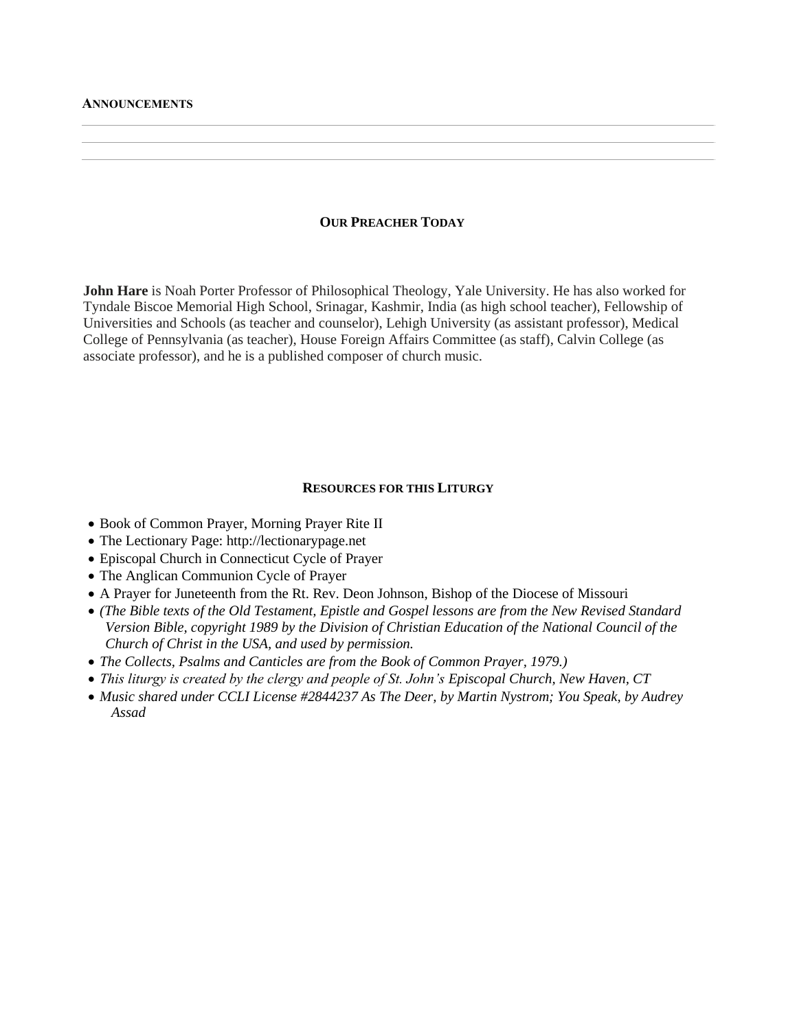**ANNOUNCEMENTS**

**OUR PREACHER TODAY**

**John Hare** is Noah Porter Professor of Philosophical Theology, Yale University. He has also worked for Tyndale Biscoe Memorial High School, Srinagar, Kashmir, India (as high school teacher), Fellowship of Universities and Schools (as teacher and counselor), Lehigh University (as assistant professor), Medical College of Pennsylvania (as teacher), House Foreign Affairs Committee (as staff), Calvin College (as associate professor), and he is a published composer of church music.

**RESOURCES FOR THIS LITURGY**

- Book of Common Prayer, Morning Prayer Rite II
- The Lectionary Page: http://lectionarypage.net
- Episcopal Church in Connecticut Cycle of Prayer
- The Anglican Communion Cycle of Prayer
- A Prayer for Juneteenth from the Rt. Rev. Deon Johnson, Bishop of the Diocese of Missouri
- *(The Bible texts of the Old Testament, Epistle and Gospel lessons are from the New Revised Standard Version Bible, copyright 1989 by the Division of Christian Education of the National Council of the Church of Christ in the USA, and used by permission.*
- *The Collects, Psalms and Canticles are from the Book of Common Prayer, 1979.)*
- *This liturgy is created by the clergy and people of St. John's Episcopal Church, New Haven, CT*
- *Music shared under CCLI License #2844237 As The Deer, by Martin Nystrom; You Speak, by Audrey Assad*